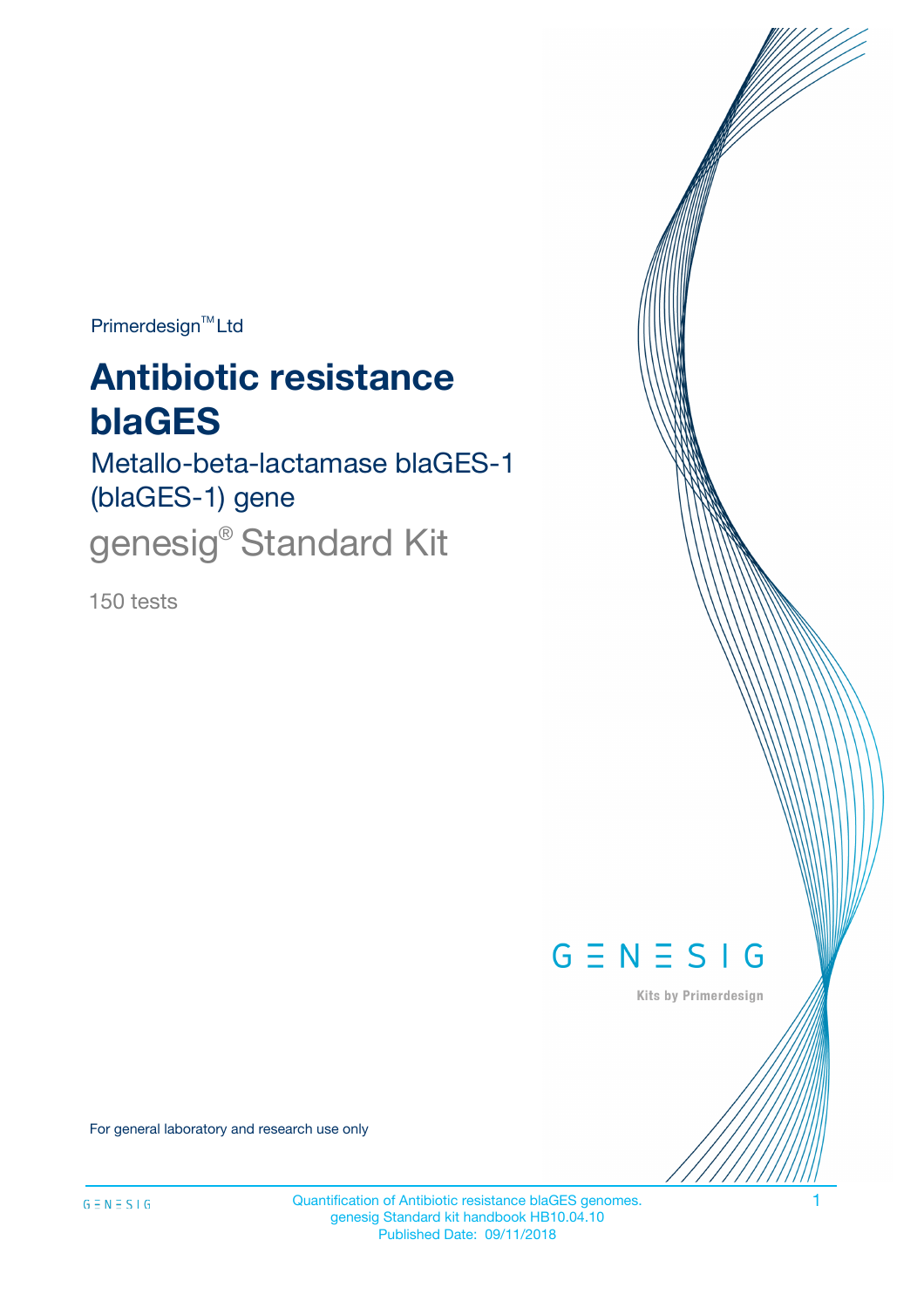Primerdesign™ Ltd

# Antibiotic resistance blaGES

## Metallo-beta-lactamase blaGES-1 (blaGES-1) gene

genesig® Standard Kit

150 tests

GENESIG

Kits by Primerdesign

For general laboratory and research use only

Quantification of Antibiotic resistance blaGES genomes.
genesig Standard kit handbook HB10.04.10
Published Date: 09/11/2018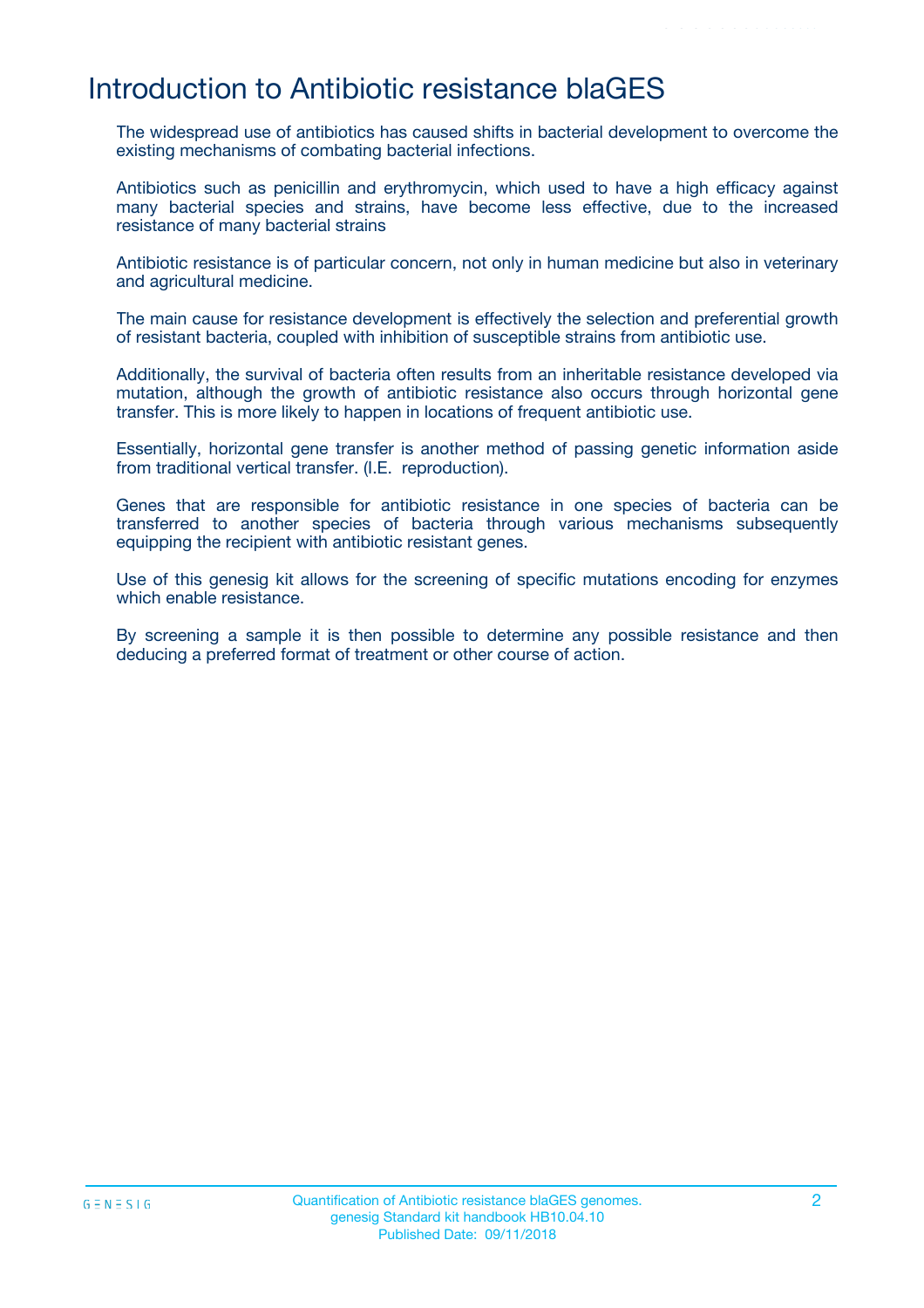# Introduction to Antibiotic resistance blaGES

The widespread use of antibiotics has caused shifts in bacterial development to overcome the existing mechanisms of combating bacterial infections.

Antibiotics such as penicillin and erythromycin, which used to have a high efficacy against many bacterial species and strains, have become less effective, due to the increased resistance of many bacterial strains

Antibiotic resistance is of particular concern, not only in human medicine but also in veterinary and agricultural medicine.

The main cause for resistance development is effectively the selection and preferential growth of resistant bacteria, coupled with inhibition of susceptible strains from antibiotic use.

Additionally, the survival of bacteria often results from an inheritable resistance developed via mutation, although the growth of antibiotic resistance also occurs through horizontal gene transfer. This is more likely to happen in locations of frequent antibiotic use.

Essentially, horizontal gene transfer is another method of passing genetic information aside from traditional vertical transfer. (I.E. reproduction).

Genes that are responsible for antibiotic resistance in one species of bacteria can be transferred to another species of bacteria through various mechanisms subsequently equipping the recipient with antibiotic resistant genes.

Use of this genesig kit allows for the screening of specific mutations encoding for enzymes which enable resistance.

By screening a sample it is then possible to determine any possible resistance and then deducing a preferred format of treatment or other course of action.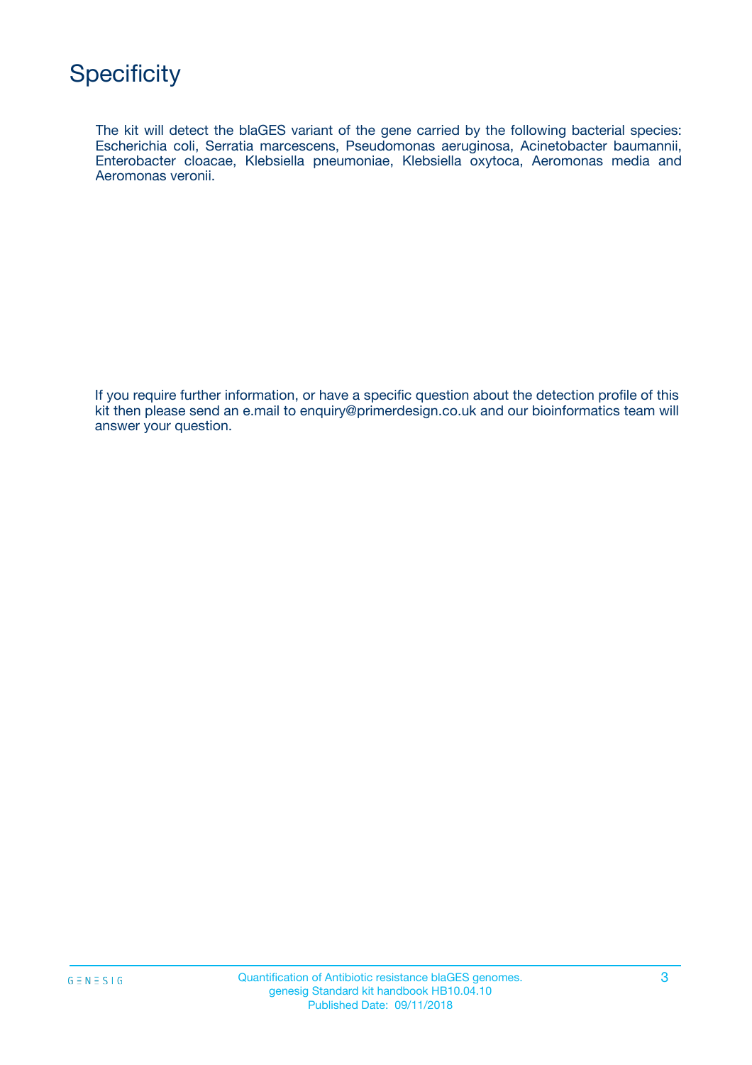# Specificity

The kit will detect the blaGES variant of the gene carried by the following bacterial species: Escherichia coli, Serratia marcescens, Pseudomonas aeruginosa, Acinetobacter baumannii, Enterobacter cloacae, Klebsiella pneumoniae, Klebsiella oxytoca, Aeromonas media and Aeromonas veronii.

If you require further information, or have a specific question about the detection profile of this kit then please send an e.mail to enquiry@primerdesign.co.uk and our bioinformatics team will answer your question.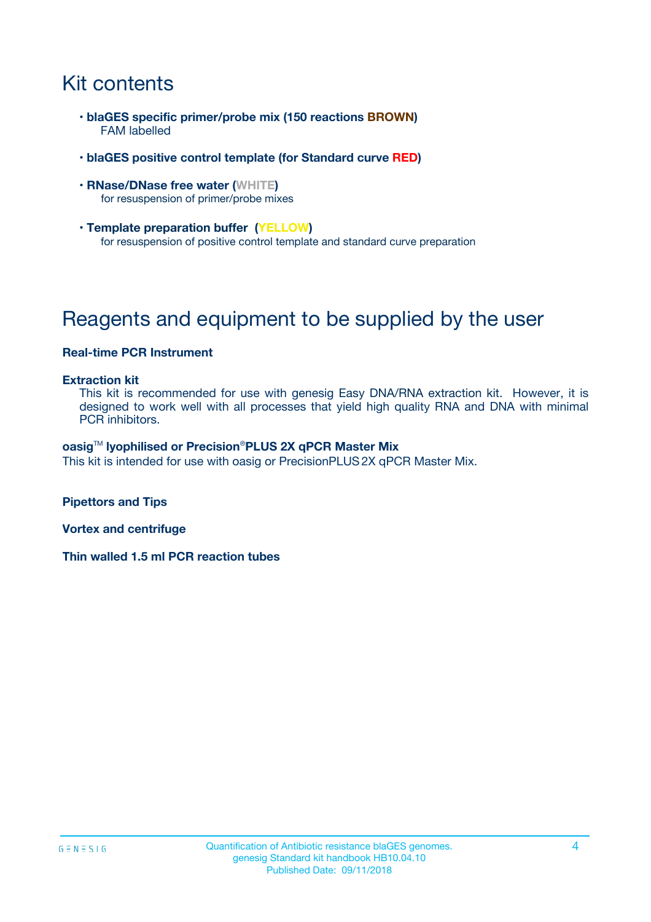# Kit contents

- **blaGES specific primer/probe mix (150 reactions BROWN)**
  FAM labelled
- **blaGES positive control template (for Standard curve RED)**
- **RNase/DNase free water (WHITE)**
  for resuspension of primer/probe mixes
- **Template preparation buffer (YELLOW)**
  for resuspension of positive control template and standard curve preparation

# Reagents and equipment to be supplied by the user

**Real-time PCR Instrument**

**Extraction kit**

This kit is recommended for use with genesig Easy DNA/RNA extraction kit. However, it is designed to work well with all processes that yield high quality RNA and DNA with minimal PCR inhibitors.

**oasig™ lyophilised or Precision®PLUS 2X qPCR Master Mix**

This kit is intended for use with oasig or PrecisionPLUS 2X qPCR Master Mix.

**Pipettors and Tips**

**Vortex and centrifuge**

**Thin walled 1.5 ml PCR reaction tubes**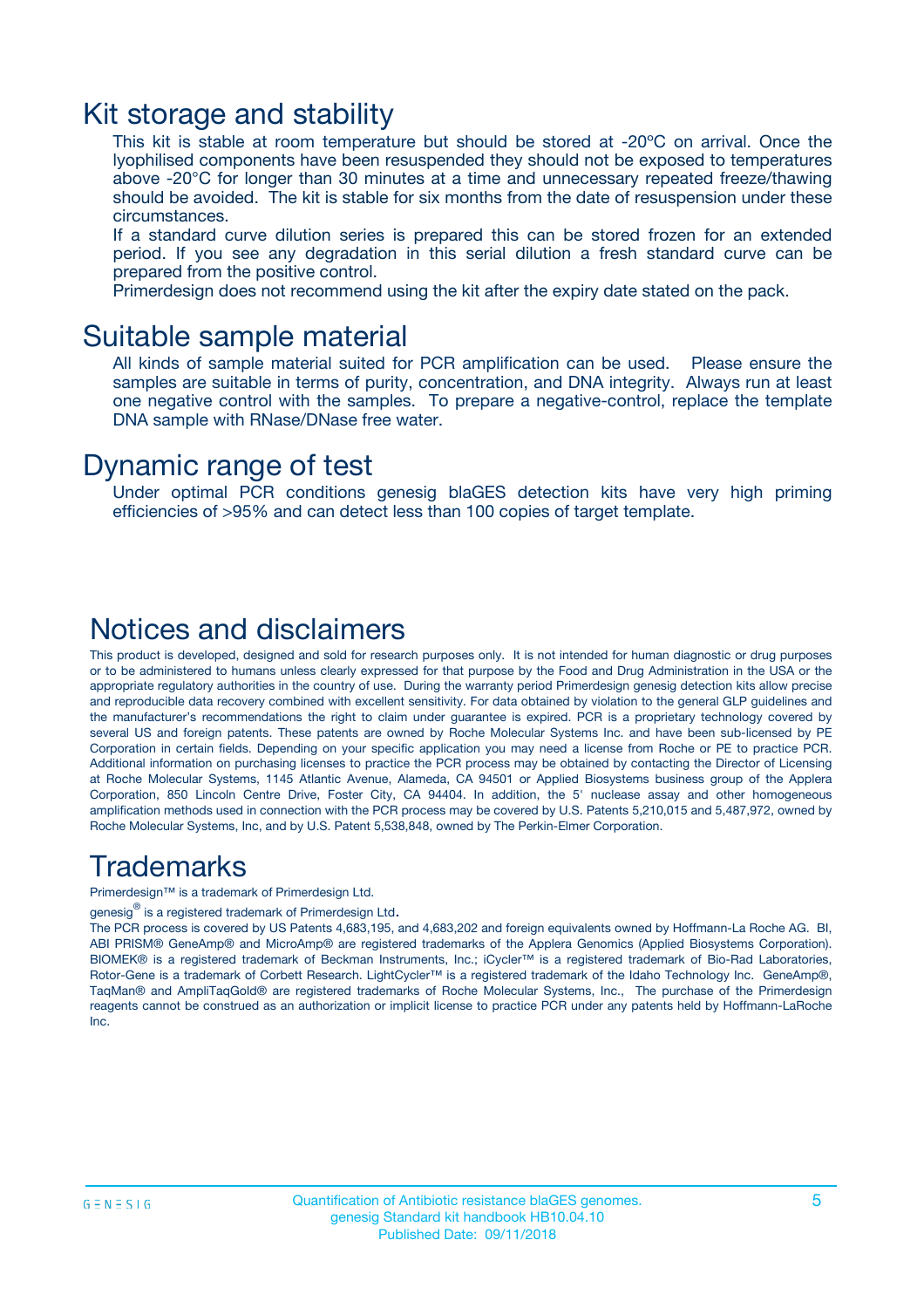## Kit storage and stability

This kit is stable at room temperature but should be stored at -20ºC on arrival. Once the lyophilised components have been resuspended they should not be exposed to temperatures above -20°C for longer than 30 minutes at a time and unnecessary repeated freeze/thawing should be avoided. The kit is stable for six months from the date of resuspension under these circumstances.

If a standard curve dilution series is prepared this can be stored frozen for an extended period. If you see any degradation in this serial dilution a fresh standard curve can be prepared from the positive control.

Primerdesign does not recommend using the kit after the expiry date stated on the pack.

## Suitable sample material

All kinds of sample material suited for PCR amplification can be used. Please ensure the samples are suitable in terms of purity, concentration, and DNA integrity. Always run at least one negative control with the samples. To prepare a negative-control, replace the template DNA sample with RNase/DNase free water.

## Dynamic range of test

Under optimal PCR conditions genesig blaGES detection kits have very high priming efficiencies of >95% and can detect less than 100 copies of target template.

## Notices and disclaimers

This product is developed, designed and sold for research purposes only. It is not intended for human diagnostic or drug purposes or to be administered to humans unless clearly expressed for that purpose by the Food and Drug Administration in the USA or the appropriate regulatory authorities in the country of use. During the warranty period Primerdesign genesig detection kits allow precise and reproducible data recovery combined with excellent sensitivity. For data obtained by violation to the general GLP guidelines and the manufacturer's recommendations the right to claim under guarantee is expired. PCR is a proprietary technology covered by several US and foreign patents. These patents are owned by Roche Molecular Systems Inc. and have been sub-licensed by PE Corporation in certain fields. Depending on your specific application you may need a license from Roche or PE to practice PCR. Additional information on purchasing licenses to practice the PCR process may be obtained by contacting the Director of Licensing at Roche Molecular Systems, 1145 Atlantic Avenue, Alameda, CA 94501 or Applied Biosystems business group of the Applera Corporation, 850 Lincoln Centre Drive, Foster City, CA 94404. In addition, the 5' nuclease assay and other homogeneous amplification methods used in connection with the PCR process may be covered by U.S. Patents 5,210,015 and 5,487,972, owned by Roche Molecular Systems, Inc, and by U.S. Patent 5,538,848, owned by The Perkin-Elmer Corporation.

## Trademarks

Primerdesign™ is a trademark of Primerdesign Ltd.

genesig® is a registered trademark of Primerdesign Ltd.

The PCR process is covered by US Patents 4,683,195, and 4,683,202 and foreign equivalents owned by Hoffmann-La Roche AG. BI, ABI PRISM® GeneAmp® and MicroAmp® are registered trademarks of the Applera Genomics (Applied Biosystems Corporation). BIOMEK® is a registered trademark of Beckman Instruments, Inc.; iCycler™ is a registered trademark of Bio-Rad Laboratories, Rotor-Gene is a trademark of Corbett Research. LightCycler™ is a registered trademark of the Idaho Technology Inc. GeneAmp®, TaqMan® and AmpliTaqGold® are registered trademarks of Roche Molecular Systems, Inc., The purchase of the Primerdesign reagents cannot be construed as an authorization or implicit license to practice PCR under any patents held by Hoffmann-LaRoche Inc.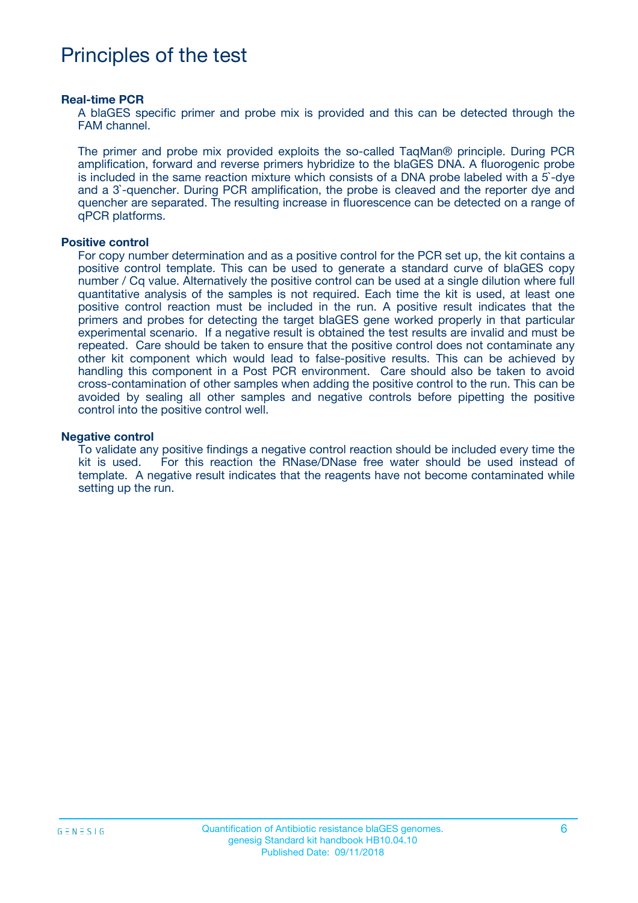# Principles of the test

### Real-time PCR

A blaGES specific primer and probe mix is provided and this can be detected through the FAM channel.

The primer and probe mix provided exploits the so-called TaqMan® principle. During PCR amplification, forward and reverse primers hybridize to the blaGES DNA. A fluorogenic probe is included in the same reaction mixture which consists of a DNA probe labeled with a 5`-dye and a 3`-quencher. During PCR amplification, the probe is cleaved and the reporter dye and quencher are separated. The resulting increase in fluorescence can be detected on a range of qPCR platforms.

### Positive control

For copy number determination and as a positive control for the PCR set up, the kit contains a positive control template. This can be used to generate a standard curve of blaGES copy number / Cq value. Alternatively the positive control can be used at a single dilution where full quantitative analysis of the samples is not required. Each time the kit is used, at least one positive control reaction must be included in the run. A positive result indicates that the primers and probes for detecting the target blaGES gene worked properly in that particular experimental scenario. If a negative result is obtained the test results are invalid and must be repeated. Care should be taken to ensure that the positive control does not contaminate any other kit component which would lead to false-positive results. This can be achieved by handling this component in a Post PCR environment. Care should also be taken to avoid cross-contamination of other samples when adding the positive control to the run. This can be avoided by sealing all other samples and negative controls before pipetting the positive control into the positive control well.

### Negative control

To validate any positive findings a negative control reaction should be included every time the kit is used. For this reaction the RNase/DNase free water should be used instead of template. A negative result indicates that the reagents have not become contaminated while setting up the run.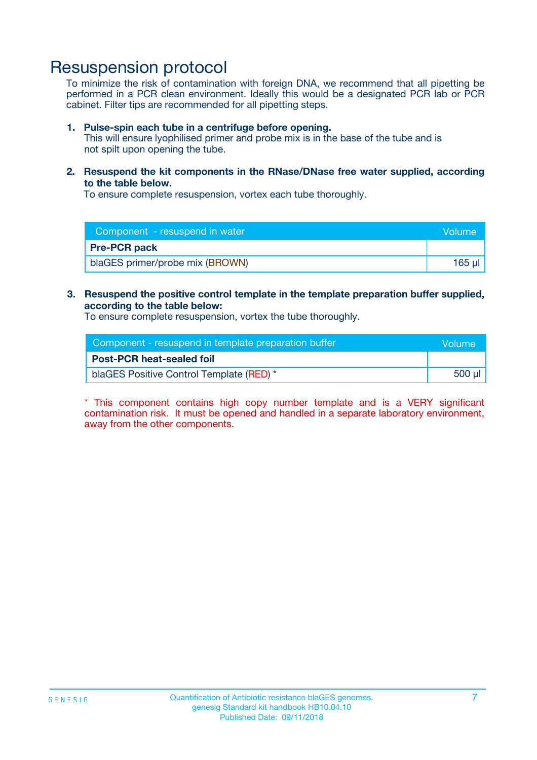# Resuspension protocol

To minimize the risk of contamination with foreign DNA, we recommend that all pipetting be performed in a PCR clean environment. Ideally this would be a designated PCR lab or PCR cabinet. Filter tips are recommended for all pipetting steps.

1. **Pulse-spin each tube in a centrifuge before opening.**
   This will ensure lyophilised primer and probe mix is in the base of the tube and is not spilt upon opening the tube.

2. **Resuspend the kit components in the RNase/DNase free water supplied, according to the table below.**
   To ensure complete resuspension, vortex each tube thoroughly.

| Component - resuspend in water | Volume |
|---|---|
| **Pre-PCR pack** | |
| blaGES primer/probe mix (BROWN) | 165 µl |

3. **Resuspend the positive control template in the template preparation buffer supplied, according to the table below:**
   To ensure complete resuspension, vortex the tube thoroughly.

| Component - resuspend in template preparation buffer | Volume |
|---|---|
| **Post-PCR heat-sealed foil** | |
| blaGES Positive Control Template (RED) * | 500 µl |

* This component contains high copy number template and is a VERY significant contamination risk. It must be opened and handled in a separate laboratory environment, away from the other components.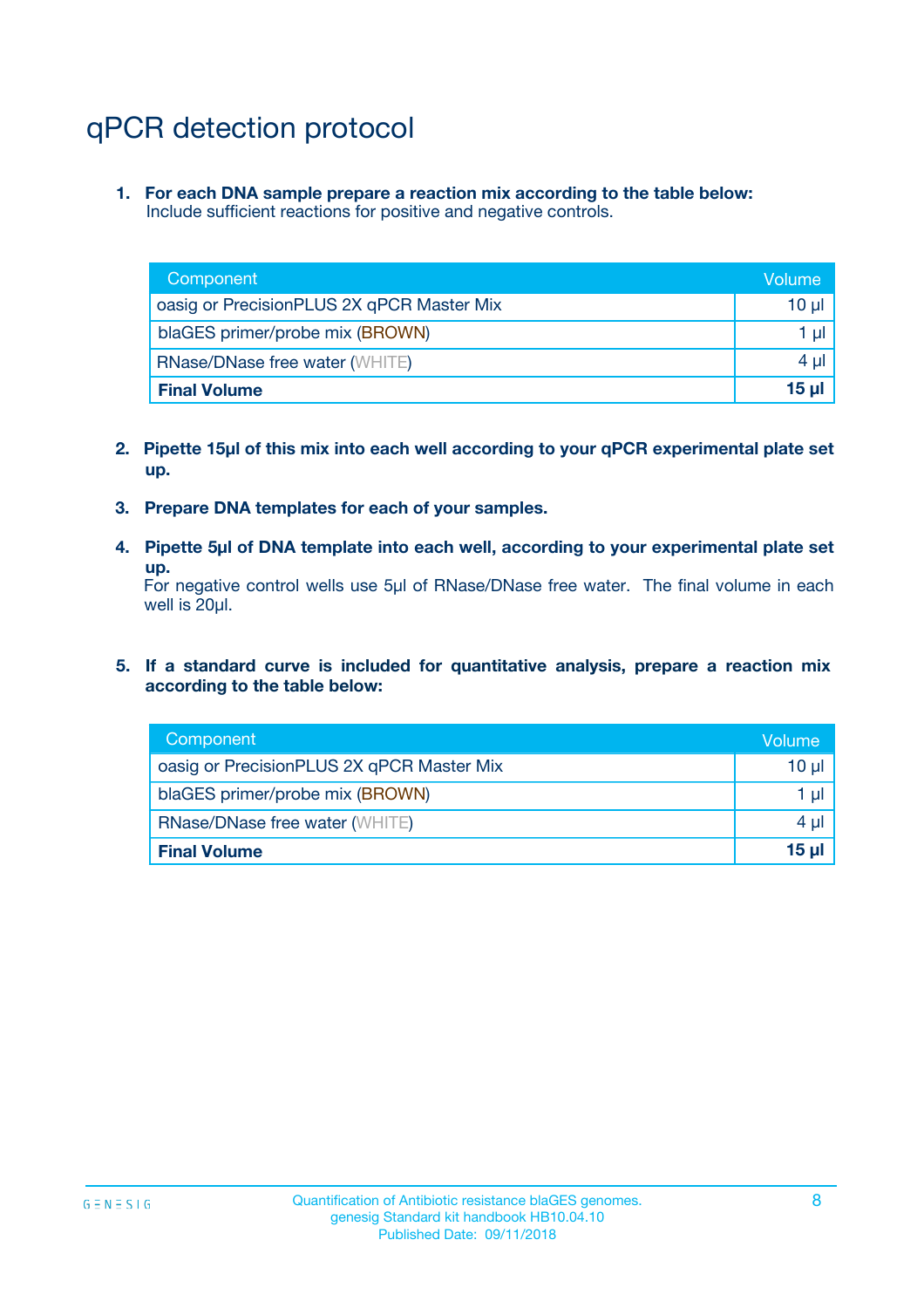# qPCR detection protocol

1. **For each DNA sample prepare a reaction mix according to the table below:**
   Include sufficient reactions for positive and negative controls.

| Component | Volume |
|---|---|
| oasig or PrecisionPLUS 2X qPCR Master Mix | 10 µl |
| blaGES primer/probe mix (BROWN) | 1 µl |
| RNase/DNase free water (WHITE) | 4 µl |
| **Final Volume** | **15 µl** |

2. **Pipette 15µl of this mix into each well according to your qPCR experimental plate set up.**

3. **Prepare DNA templates for each of your samples.**

4. **Pipette 5µl of DNA template into each well, according to your experimental plate set up.**
   For negative control wells use 5µl of RNase/DNase free water. The final volume in each well is 20µl.

5. **If a standard curve is included for quantitative analysis, prepare a reaction mix according to the table below:**

| Component | Volume |
|---|---|
| oasig or PrecisionPLUS 2X qPCR Master Mix | 10 µl |
| blaGES primer/probe mix (BROWN) | 1 µl |
| RNase/DNase free water (WHITE) | 4 µl |
| **Final Volume** | **15 µl** |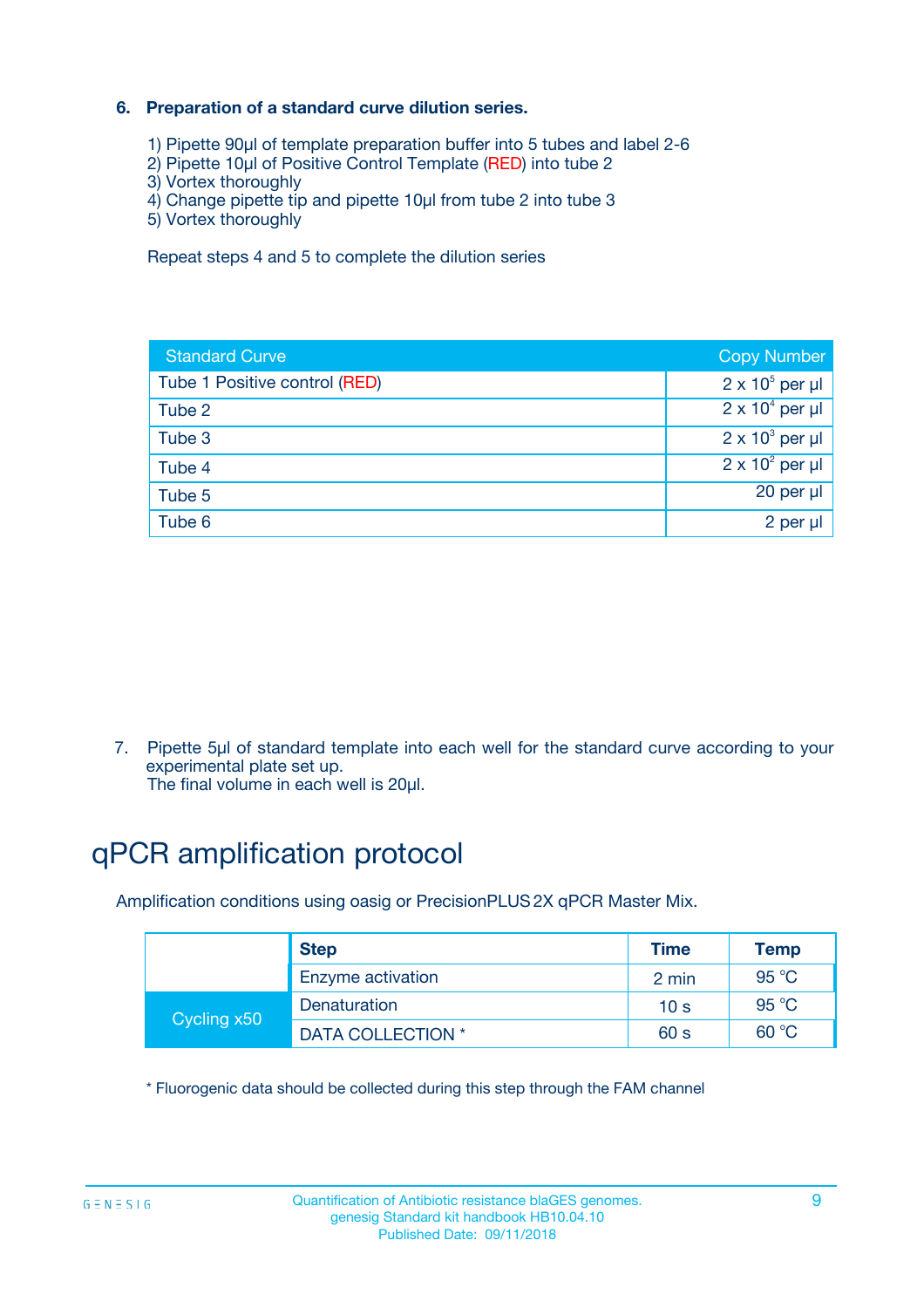### 6. Preparation of a standard curve dilution series.

1) Pipette 90µl of template preparation buffer into 5 tubes and label 2-6
2) Pipette 10µl of Positive Control Template (RED) into tube 2
3) Vortex thoroughly
4) Change pipette tip and pipette 10µl from tube 2 into tube 3
5) Vortex thoroughly

Repeat steps 4 and 5 to complete the dilution series

| Standard Curve | Copy Number |
|---|---|
| Tube 1 Positive control (RED) | $2 \times 10^5$ per µl |
| Tube 2 | $2 \times 10^4$ per µl |
| Tube 3 | $2 \times 10^3$ per µl |
| Tube 4 | $2 \times 10^2$ per µl |
| Tube 5 | 20 per µl |
| Tube 6 | 2 per µl |

7. Pipette 5µl of standard template into each well for the standard curve according to your experimental plate set up.
The final volume in each well is 20µl.

# qPCR amplification protocol

Amplification conditions using oasig or PrecisionPLUS 2X qPCR Master Mix.

| | Step | Time | Temp |
|---|---|---|---|
| | Enzyme activation | 2 min | 95 °C |
| Cycling x50 | Denaturation | 10 s | 95 °C |
| | DATA COLLECTION * | 60 s | 60 °C |

* Fluorogenic data should be collected during this step through the FAM channel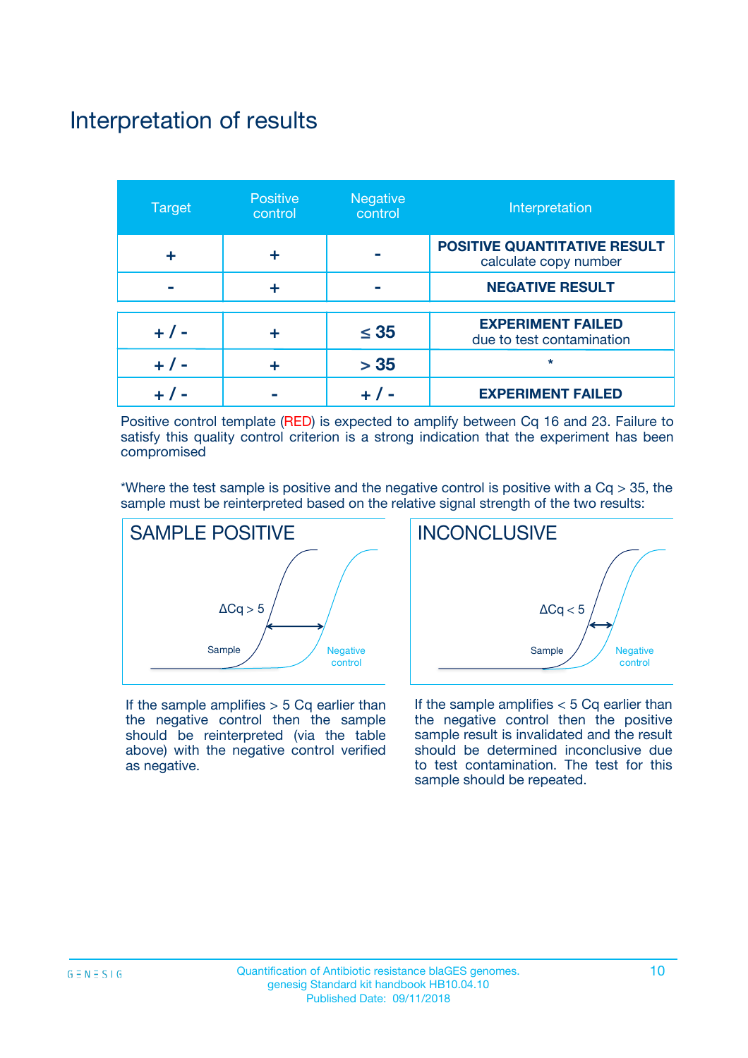# Interpretation of results

| Target | Positive control | Negative control | Interpretation |
|---|---|---|---|
| + | + | - | **POSITIVE QUANTITATIVE RESULT** calculate copy number |
| - | + | - | **NEGATIVE RESULT** |
| + / - | + | ≤ 35 | **EXPERIMENT FAILED** due to test contamination |
| + / - | + | > 35 | * |
| + / - | - | + / - | **EXPERIMENT FAILED** |

Positive control template (RED) is expected to amplify between Cq 16 and 23. Failure to satisfy this quality control criterion is a strong indication that the experiment has been compromised

*Where the test sample is positive and the negative control is positive with a Cq > 35, the sample must be reinterpreted based on the relative signal strength of the two results:

SAMPLE POSITIVE

ΔCq > 5

Sample

Negative control

If the sample amplifies > 5 Cq earlier than the negative control then the sample should be reinterpreted (via the table above) with the negative control verified as negative.

INCONCLUSIVE

ΔCq < 5

Sample

Negative control

If the sample amplifies < 5 Cq earlier than the negative control then the positive sample result is invalidated and the result should be determined inconclusive due to test contamination. The test for this sample should be repeated.